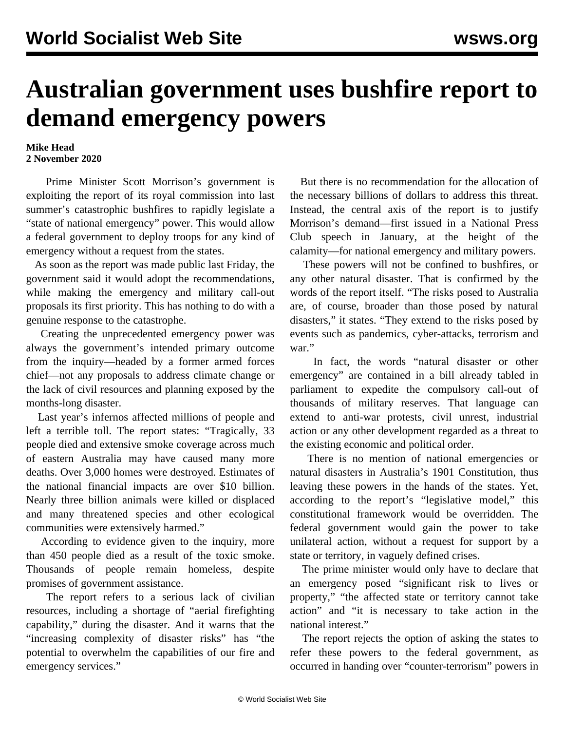# Australian government uses bushfire report to demand emergency powers

**Mike Head**
**2 November 2020**

Prime Minister Scott Morrison's government is exploiting the report of its royal commission into last summer's catastrophic bushfires to rapidly legislate a "state of national emergency" power. This would allow a federal government to deploy troops for any kind of emergency without a request from the states.

As soon as the report was made public last Friday, the government said it would adopt the recommendations, while making the emergency and military call-out proposals its first priority. This has nothing to do with a genuine response to the catastrophe.

Creating the unprecedented emergency power was always the government's intended primary outcome from the inquiry—headed by a former armed forces chief—not any proposals to address climate change or the lack of civil resources and planning exposed by the months-long disaster.

Last year's infernos affected millions of people and left a terrible toll. The report states: "Tragically, 33 people died and extensive smoke coverage across much of eastern Australia may have caused many more deaths. Over 3,000 homes were destroyed. Estimates of the national financial impacts are over $10 billion. Nearly three billion animals were killed or displaced and many threatened species and other ecological communities were extensively harmed."

According to evidence given to the inquiry, more than 450 people died as a result of the toxic smoke. Thousands of people remain homeless, despite promises of government assistance.

The report refers to a serious lack of civilian resources, including a shortage of "aerial firefighting capability," during the disaster. And it warns that the "increasing complexity of disaster risks" has "the potential to overwhelm the capabilities of our fire and emergency services."

But there is no recommendation for the allocation of the necessary billions of dollars to address this threat. Instead, the central axis of the report is to justify Morrison's demand—first issued in a National Press Club speech in January, at the height of the calamity—for national emergency and military powers.

These powers will not be confined to bushfires, or any other natural disaster. That is confirmed by the words of the report itself. "The risks posed to Australia are, of course, broader than those posed by natural disasters," it states. "They extend to the risks posed by events such as pandemics, cyber-attacks, terrorism and war."

In fact, the words "natural disaster or other emergency" are contained in a bill already tabled in parliament to expedite the compulsory call-out of thousands of military reserves. That language can extend to anti-war protests, civil unrest, industrial action or any other development regarded as a threat to the existing economic and political order.

There is no mention of national emergencies or natural disasters in Australia's 1901 Constitution, thus leaving these powers in the hands of the states. Yet, according to the report's "legislative model," this constitutional framework would be overridden. The federal government would gain the power to take unilateral action, without a request for support by a state or territory, in vaguely defined crises.

The prime minister would only have to declare that an emergency posed "significant risk to lives or property," "the affected state or territory cannot take action" and "it is necessary to take action in the national interest."

The report rejects the option of asking the states to refer these powers to the federal government, as occurred in handing over "counter-terrorism" powers in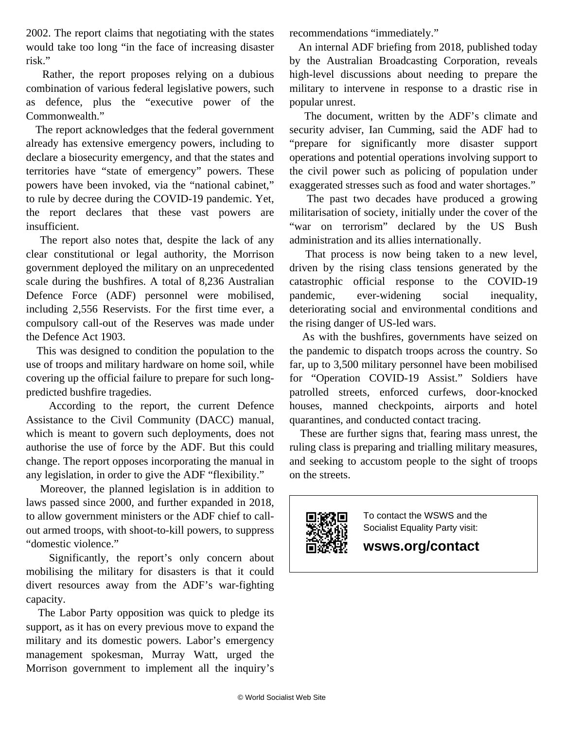2002. The report claims that negotiating with the states would take too long "in the face of increasing disaster risk."

Rather, the report proposes relying on a dubious combination of various federal legislative powers, such as defence, plus the "executive power of the Commonwealth."

The report acknowledges that the federal government already has extensive emergency powers, including to declare a biosecurity emergency, and that the states and territories have "state of emergency" powers. These powers have been invoked, via the "national cabinet," to rule by decree during the COVID-19 pandemic. Yet, the report declares that these vast powers are insufficient.

The report also notes that, despite the lack of any clear constitutional or legal authority, the Morrison government deployed the military on an unprecedented scale during the bushfires. A total of 8,236 Australian Defence Force (ADF) personnel were mobilised, including 2,556 Reservists. For the first time ever, a compulsory call-out of the Reserves was made under the Defence Act 1903.

This was designed to condition the population to the use of troops and military hardware on home soil, while covering up the official failure to prepare for such long-predicted bushfire tragedies.

According to the report, the current Defence Assistance to the Civil Community (DACC) manual, which is meant to govern such deployments, does not authorise the use of force by the ADF. But this could change. The report opposes incorporating the manual in any legislation, in order to give the ADF "flexibility."

Moreover, the planned legislation is in addition to laws passed since 2000, and further expanded in 2018, to allow government ministers or the ADF chief to call-out armed troops, with shoot-to-kill powers, to suppress "domestic violence."

Significantly, the report's only concern about mobilising the military for disasters is that it could divert resources away from the ADF's war-fighting capacity.

The Labor Party opposition was quick to pledge its support, as it has on every previous move to expand the military and its domestic powers. Labor's emergency management spokesman, Murray Watt, urged the Morrison government to implement all the inquiry's recommendations "immediately."

An internal ADF briefing from 2018, published today by the Australian Broadcasting Corporation, reveals high-level discussions about needing to prepare the military to intervene in response to a drastic rise in popular unrest.

The document, written by the ADF's climate and security adviser, Ian Cumming, said the ADF had to "prepare for significantly more disaster support operations and potential operations involving support to the civil power such as policing of population under exaggerated stresses such as food and water shortages."

The past two decades have produced a growing militarisation of society, initially under the cover of the "war on terrorism" declared by the US Bush administration and its allies internationally.

That process is now being taken to a new level, driven by the rising class tensions generated by the catastrophic official response to the COVID-19 pandemic, ever-widening social inequality, deteriorating social and environmental conditions and the rising danger of US-led wars.

As with the bushfires, governments have seized on the pandemic to dispatch troops across the country. So far, up to 3,500 military personnel have been mobilised for "Operation COVID-19 Assist." Soldiers have patrolled streets, enforced curfews, door-knocked houses, manned checkpoints, airports and hotel quarantines, and conducted contact tracing.

These are further signs that, fearing mass unrest, the ruling class is preparing and trialling military measures, and seeking to accustom people to the sight of troops on the streets.

To contact the WSWS and the Socialist Equality Party visit:

**wsws.org/contact**